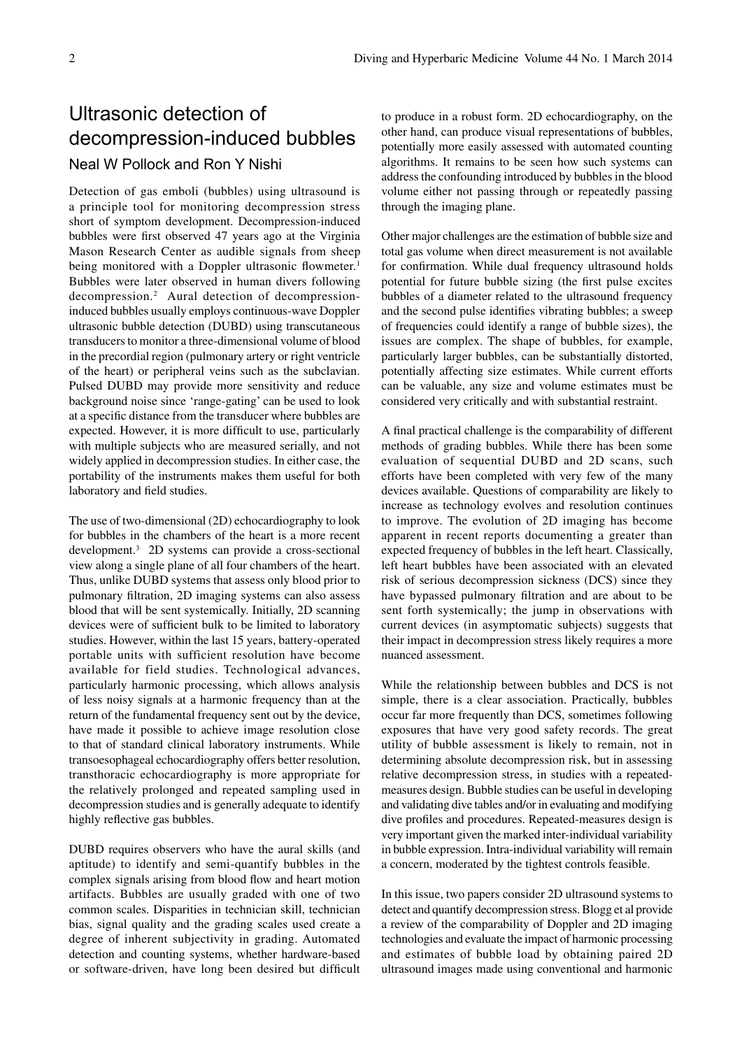# Ultrasonic detection of decompression-induced bubbles

## Neal W Pollock and Ron Y Nishi

Detection of gas emboli (bubbles) using ultrasound is a principle tool for monitoring decompression stress short of symptom development. Decompression-induced bubbles were first observed 47 years ago at the Virginia Mason Research Center as audible signals from sheep being monitored with a Doppler ultrasonic flowmeter.[1] Bubbles were later observed in human divers following decompression.[2] Aural detection of decompression-induced bubbles usually employs continuous-wave Doppler ultrasonic bubble detection (DUBD) using transcutaneous transducers to monitor a three-dimensional volume of blood in the precordial region (pulmonary artery or right ventricle of the heart) or peripheral veins such as the subclavian. Pulsed DUBD may provide more sensitivity and reduce background noise since 'range-gating' can be used to look at a specific distance from the transducer where bubbles are expected. However, it is more difficult to use, particularly with multiple subjects who are measured serially, and not widely applied in decompression studies. In either case, the portability of the instruments makes them useful for both laboratory and field studies.

The use of two-dimensional (2D) echocardiography to look for bubbles in the chambers of the heart is a more recent development.[3] 2D systems can provide a cross-sectional view along a single plane of all four chambers of the heart. Thus, unlike DUBD systems that assess only blood prior to pulmonary filtration, 2D imaging systems can also assess blood that will be sent systemically. Initially, 2D scanning devices were of sufficient bulk to be limited to laboratory studies. However, within the last 15 years, battery-operated portable units with sufficient resolution have become available for field studies. Technological advances, particularly harmonic processing, which allows analysis of less noisy signals at a harmonic frequency than at the return of the fundamental frequency sent out by the device, have made it possible to achieve image resolution close to that of standard clinical laboratory instruments. While transoesophageal echocardiography offers better resolution, transthoracic echocardiography is more appropriate for the relatively prolonged and repeated sampling used in decompression studies and is generally adequate to identify highly reflective gas bubbles.

DUBD requires observers who have the aural skills (and aptitude) to identify and semi-quantify bubbles in the complex signals arising from blood flow and heart motion artifacts. Bubbles are usually graded with one of two common scales. Disparities in technician skill, technician bias, signal quality and the grading scales used create a degree of inherent subjectivity in grading. Automated detection and counting systems, whether hardware-based or software-driven, have long been desired but difficult to produce in a robust form. 2D echocardiography, on the other hand, can produce visual representations of bubbles, potentially more easily assessed with automated counting algorithms. It remains to be seen how such systems can address the confounding introduced by bubbles in the blood volume either not passing through or repeatedly passing through the imaging plane.

Other major challenges are the estimation of bubble size and total gas volume when direct measurement is not available for confirmation. While dual frequency ultrasound holds potential for future bubble sizing (the first pulse excites bubbles of a diameter related to the ultrasound frequency and the second pulse identifies vibrating bubbles; a sweep of frequencies could identify a range of bubble sizes), the issues are complex. The shape of bubbles, for example, particularly larger bubbles, can be substantially distorted, potentially affecting size estimates. While current efforts can be valuable, any size and volume estimates must be considered very critically and with substantial restraint.

A final practical challenge is the comparability of different methods of grading bubbles. While there has been some evaluation of sequential DUBD and 2D scans, such efforts have been completed with very few of the many devices available. Questions of comparability are likely to increase as technology evolves and resolution continues to improve. The evolution of 2D imaging has become apparent in recent reports documenting a greater than expected frequency of bubbles in the left heart. Classically, left heart bubbles have been associated with an elevated risk of serious decompression sickness (DCS) since they have bypassed pulmonary filtration and are about to be sent forth systemically; the jump in observations with current devices (in asymptomatic subjects) suggests that their impact in decompression stress likely requires a more nuanced assessment.

While the relationship between bubbles and DCS is not simple, there is a clear association. Practically, bubbles occur far more frequently than DCS, sometimes following exposures that have very good safety records. The great utility of bubble assessment is likely to remain, not in determining absolute decompression risk, but in assessing relative decompression stress, in studies with a repeated-measures design. Bubble studies can be useful in developing and validating dive tables and/or in evaluating and modifying dive profiles and procedures. Repeated-measures design is very important given the marked inter-individual variability in bubble expression. Intra-individual variability will remain a concern, moderated by the tightest controls feasible.

In this issue, two papers consider 2D ultrasound systems to detect and quantify decompression stress. Blogg et al provide a review of the comparability of Doppler and 2D imaging technologies and evaluate the impact of harmonic processing and estimates of bubble load by obtaining paired 2D ultrasound images made using conventional and harmonic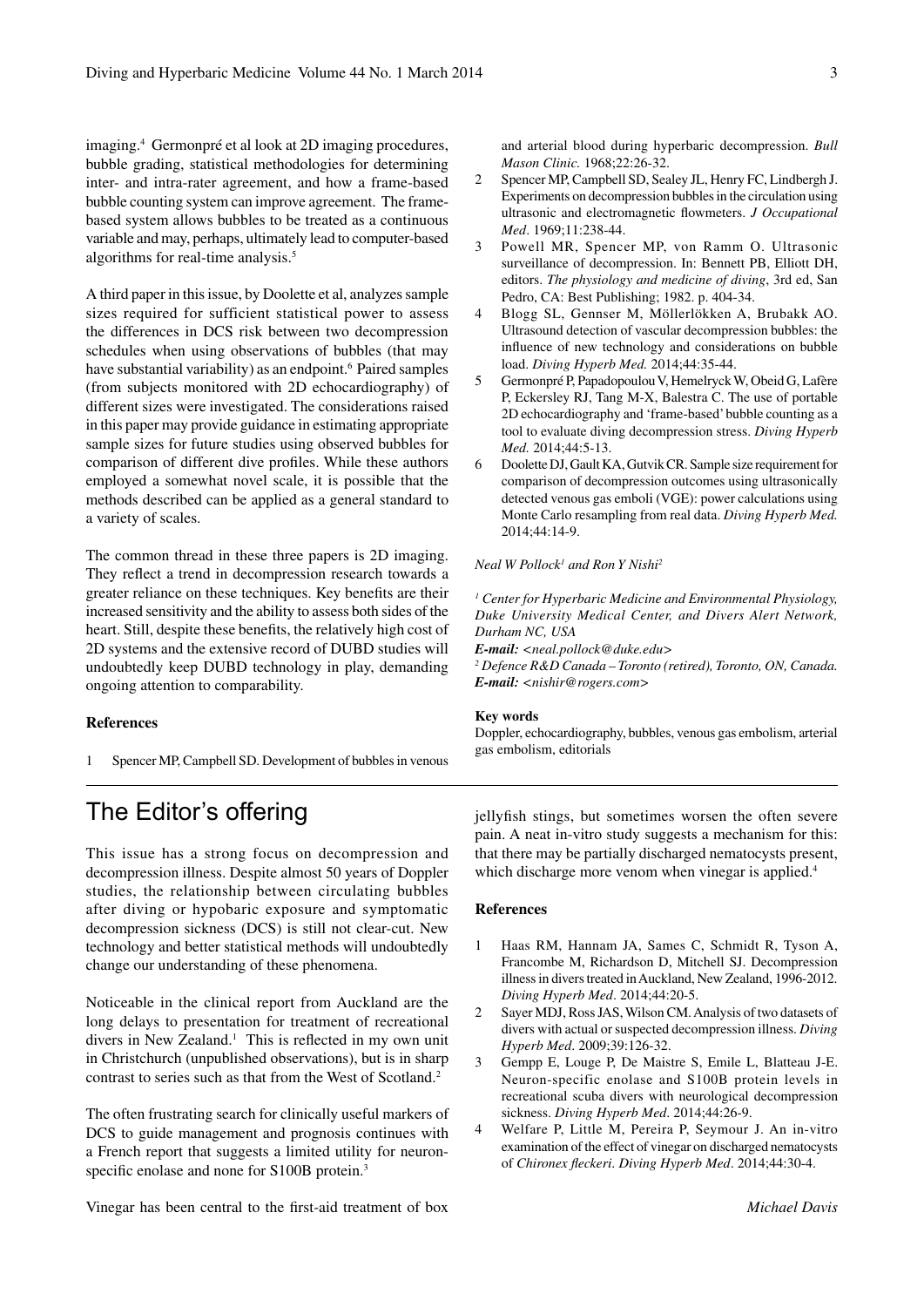imaging.[4] Germonpré et al look at 2D imaging procedures, bubble grading, statistical methodologies for determining inter- and intra-rater agreement, and how a frame-based bubble counting system can improve agreement. The frame-based system allows bubbles to be treated as a continuous variable and may, perhaps, ultimately lead to computer-based algorithms for real-time analysis.[5]

A third paper in this issue, by Doolette et al, analyzes sample sizes required for sufficient statistical power to assess the differences in DCS risk between two decompression schedules when using observations of bubbles (that may have substantial variability) as an endpoint.[6] Paired samples (from subjects monitored with 2D echocardiography) of different sizes were investigated. The considerations raised in this paper may provide guidance in estimating appropriate sample sizes for future studies using observed bubbles for comparison of different dive profiles. While these authors employed a somewhat novel scale, it is possible that the methods described can be applied as a general standard to a variety of scales.

The common thread in these three papers is 2D imaging. They reflect a trend in decompression research towards a greater reliance on these techniques. Key benefits are their increased sensitivity and the ability to assess both sides of the heart. Still, despite these benefits, the relatively high cost of 2D systems and the extensive record of DUBD studies will undoubtedly keep DUBD technology in play, demanding ongoing attention to comparability.

### References

1. Spencer MP, Campbell SD. Development of bubbles in venous and arterial blood during hyperbaric decompression. *Bull Mason Clinic*. 1968;22:26-32.
2. Spencer MP, Campbell SD, Sealey JL, Henry FC, Lindbergh J. Experiments on decompression bubbles in the circulation using ultrasonic and electromagnetic flowmeters. *J Occupational Med*. 1969;11:238-44.
3. Powell MR, Spencer MP, von Ramm O. Ultrasonic surveillance of decompression. In: Bennett PB, Elliott DH, editors. *The physiology and medicine of diving*, 3rd ed, San Pedro, CA: Best Publishing; 1982. p. 404-34.
4. Blogg SL, Gennser M, Möllerlökken A, Brubakk AO. Ultrasound detection of vascular decompression bubbles: the influence of new technology and considerations on bubble load. *Diving Hyperb Med.* 2014;44:35-44.
5. Germonpré P, Papadopoulou V, Hemelryck W, Obeid G, Lafère P, Eckersley RJ, Tang M-X, Balestra C. The use of portable 2D echocardiography and 'frame-based' bubble counting as a tool to evaluate diving decompression stress. *Diving Hyperb Med.* 2014;44:5-13.
6. Doolette DJ, Gault KA, Gutvik CR. Sample size requirement for comparison of decompression outcomes using ultrasonically detected venous gas emboli (VGE): power calculations using Monte Carlo resampling from real data. *Diving Hyperb Med.* 2014;44:14-9.

*Neal W Pollock[1] and Ron Y Nishi[2]*

*[1] Center for Hyperbaric Medicine and Environmental Physiology, Duke University Medical Center, and Divers Alert Network, Durham NC, USA*
***E-mail:*** *<neal.pollock@duke.edu>*
*[2] Defence R&D Canada – Toronto (retired), Toronto, ON, Canada.*
***E-mail:*** *<nishir@rogers.com>*

**Key words**
Doppler, echocardiography, bubbles, venous gas embolism, arterial gas embolism, editorials

# The Editor's offering

This issue has a strong focus on decompression and decompression illness. Despite almost 50 years of Doppler studies, the relationship between circulating bubbles after diving or hypobaric exposure and symptomatic decompression sickness (DCS) is still not clear-cut. New technology and better statistical methods will undoubtedly change our understanding of these phenomena.

Noticeable in the clinical report from Auckland are the long delays to presentation for treatment of recreational divers in New Zealand.[1] This is reflected in my own unit in Christchurch (unpublished observations), but is in sharp contrast to series such as that from the West of Scotland.[2]

The often frustrating search for clinically useful markers of DCS to guide management and prognosis continues with a French report that suggests a limited utility for neuron-specific enolase and none for S100B protein.[3]

Vinegar has been central to the first-aid treatment of box jellyfish stings, but sometimes worsen the often severe pain. A neat in-vitro study suggests a mechanism for this: that there may be partially discharged nematocysts present, which discharge more venom when vinegar is applied.[4]

### References

1. Haas RM, Hannam JA, Sames C, Schmidt R, Tyson A, Francombe M, Richardson D, Mitchell SJ. Decompression illness in divers treated in Auckland, New Zealand, 1996-2012. *Diving Hyperb Med*. 2014;44:20-5.
2. Sayer MDJ, Ross JAS, Wilson CM. Analysis of two datasets of divers with actual or suspected decompression illness. *Diving Hyperb Med*. 2009;39:126-32.
3. Gempp E, Louge P, De Maistre S, Emile L, Blatteau J-E. Neuron-specific enolase and S100B protein levels in recreational scuba divers with neurological decompression sickness. *Diving Hyperb Med*. 2014;44:26-9.
4. Welfare P, Little M, Pereira P, Seymour J. An in-vitro examination of the effect of vinegar on discharged nematocysts of *Chironex fleckeri*. *Diving Hyperb Med*. 2014;44:30-4.

*Michael Davis*